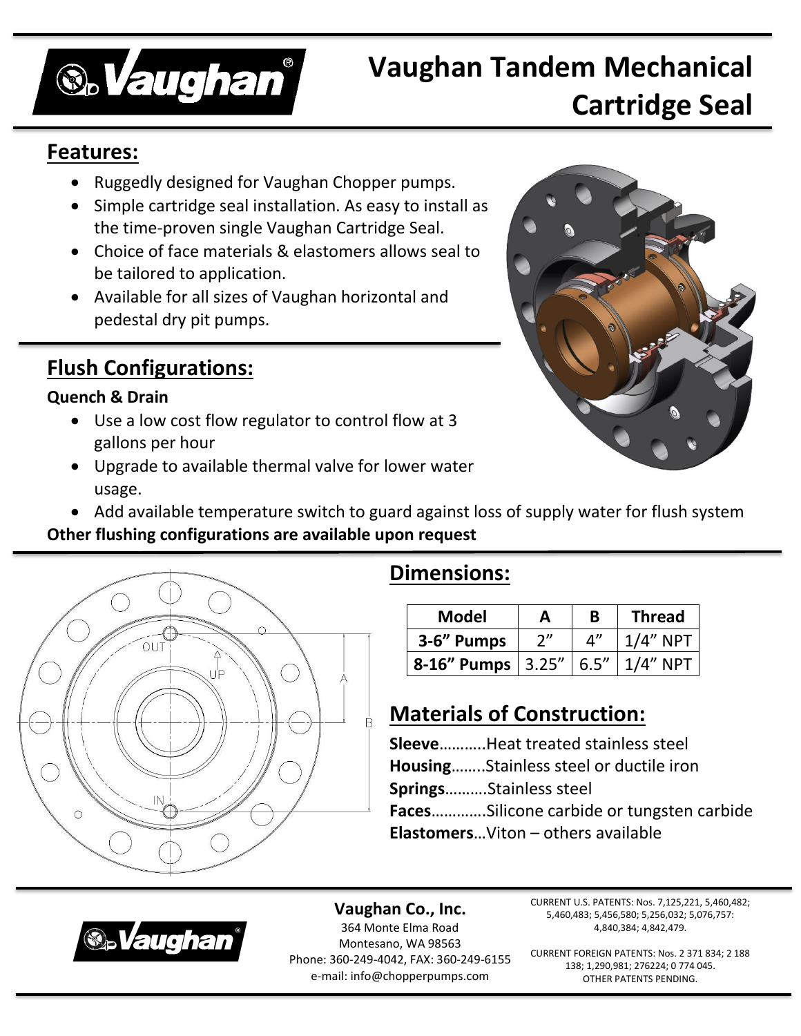# Vaughan Tandem Mechanical Cartridge Seal

## Features:

- Ruggedly designed for Vaughan Chopper pumps.
- Simple cartridge seal installation. As easy to install as the time-proven single Vaughan Cartridge Seal.
- Choice of face materials & elastomers allows seal to be tailored to application.
- Available for all sizes of Vaughan horizontal and pedestal dry pit pumps.

## Flush Configurations:

**Quench & Drain**

- Use a low cost flow regulator to control flow at 3 gallons per hour
- Upgrade to available thermal valve for lower water usage.
- Add available temperature switch to guard against loss of supply water for flush system

**Other flushing configurations are available upon request**

## Dimensions:

| Model | A | B | Thread |
|---|---|---|---|
| 3-6" Pumps | 2" | 4" | 1/4" NPT |
| 8-16" Pumps | 3.25" | 6.5" | 1/4" NPT |

## Materials of Construction:

**Sleeve**………..Heat treated stainless steel
**Housing**……..Stainless steel or ductile iron
**Springs**……….Stainless steel
**Faces**…………Silicone carbide or tungsten carbide
**Elastomers**…Viton – others available

**Vaughan Co., Inc.**
364 Monte Elma Road
Montesano, WA 98563
Phone: 360-249-4042, FAX: 360-249-6155
e-mail: info@chopperpumps.com

CURRENT U.S. PATENTS: Nos. 7,125,221, 5,460,482; 5,460,483; 5,456,580; 5,256,032; 5,076,757: 4,840,384; 4,842,479.

CURRENT FOREIGN PATENTS: Nos. 2 371 834; 2 188 138; 1,290,981; 276224; 0 774 045.
OTHER PATENTS PENDING.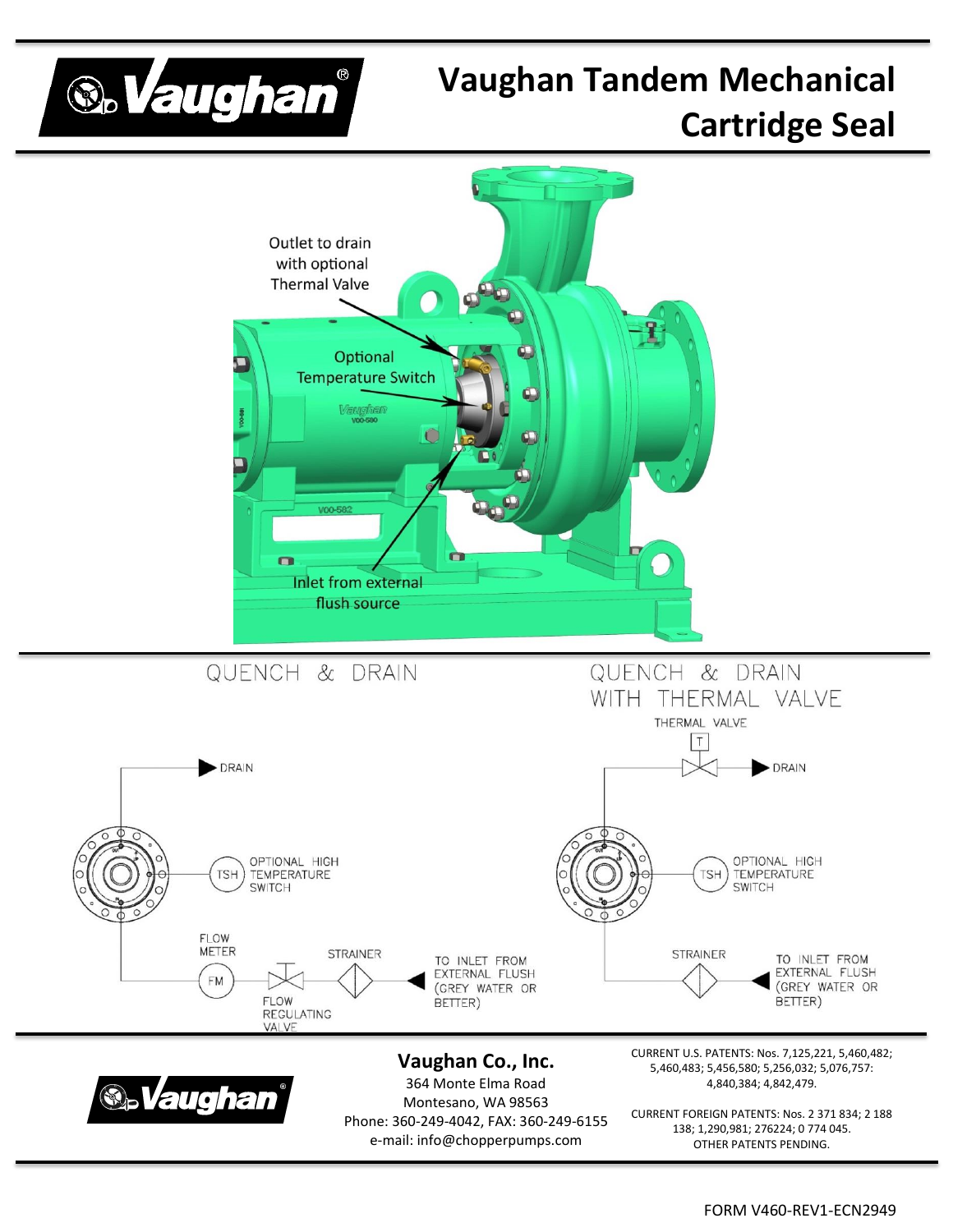# Vaughan Tandem Mechanical Cartridge Seal

Outlet to drain with optional Thermal Valve

Optional Temperature Switch

Inlet from external flush source

QUENCH & DRAIN

DRAIN

TSH OPTIONAL HIGH TEMPERATURE SWITCH

FLOW METER

FM

FLOW REGULATING VALVE

STRAINER

TO INLET FROM EXTERNAL FLUSH (GREY WATER OR BETTER)

QUENCH & DRAIN WITH THERMAL VALVE

THERMAL VALVE

T

DRAIN

TSH OPTIONAL HIGH TEMPERATURE SWITCH

STRAINER

TO INLET FROM EXTERNAL FLUSH (GREY WATER OR BETTER)

**Vaughan Co., Inc.**
364 Monte Elma Road
Montesano, WA 98563
Phone: 360-249-4042, FAX: 360-249-6155
e-mail: info@chopperpumps.com

CURRENT U.S. PATENTS: Nos. 7,125,221, 5,460,482; 5,460,483; 5,456,580; 5,256,032; 5,076,757: 4,840,384; 4,842,479.

CURRENT FOREIGN PATENTS: Nos. 2 371 834; 2 188 138; 1,290,981; 276224; 0 774 045. OTHER PATENTS PENDING.

FORM V460-REV1-ECN2949